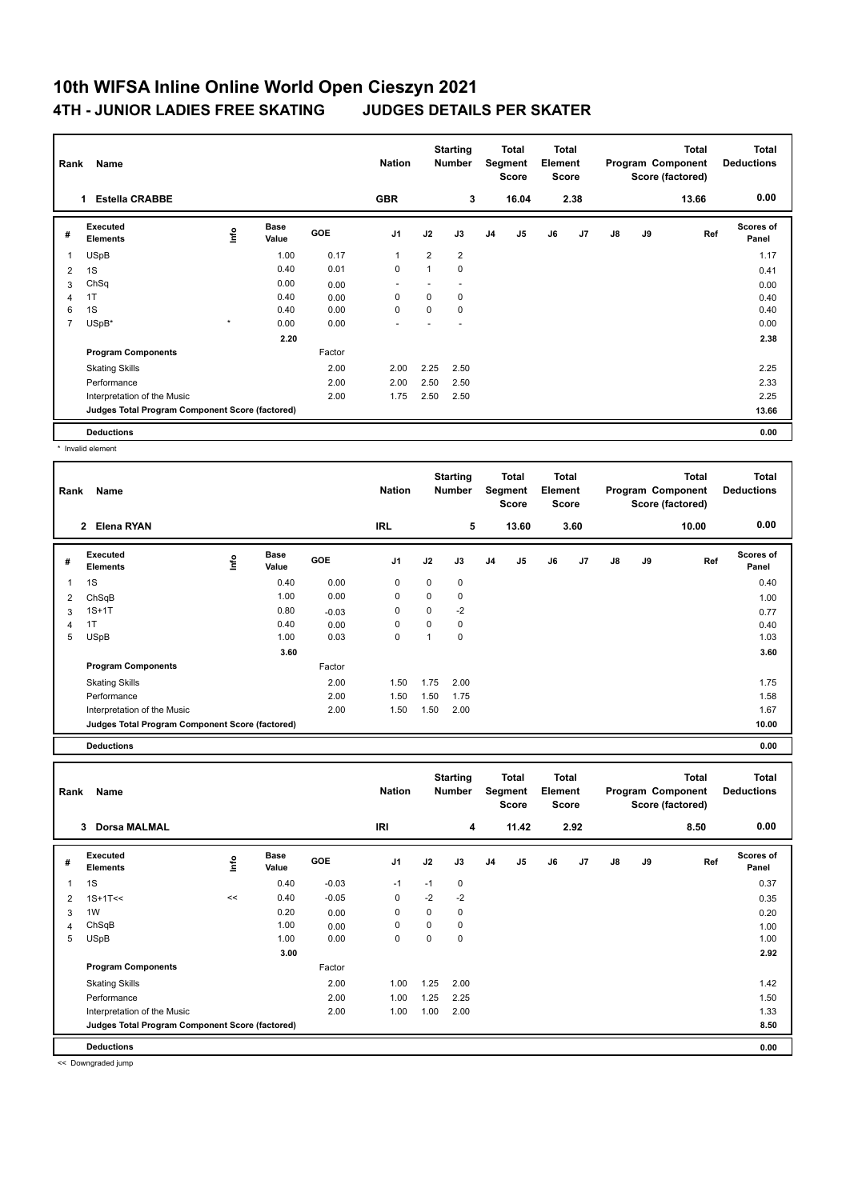# 10th WIFSA Inline Online World Open Cieszyn 2021

## 4TH - JUNIOR LADIES FREE SKATING — JUDGES DETAILS PER SKATER

| Rank | Name | Nation | Starting Number | Total Segment Score | Total Element Score | Total Program Component Score (factored) | Total Deductions |
|---|---|---|---|---|---|---|---|
| 1 | Estella CRABBE | GBR | 3 | 16.04 | 2.38 | 13.66 | 0.00 |

| # | Executed Elements | Info | Base Value | GOE | J1 | J2 | J3 | J4 | J5 | J6 | J7 | J8 | J9 | Ref | Scores of Panel |
|---|---|---|---|---|---|---|---|---|---|---|---|---|---|---|---|
| 1 | USpB | | 1.00 | 0.17 | 1 | 2 | 2 | | | | | | | | 1.17 |
| 2 | 1S | | 0.40 | 0.01 | 0 | 1 | 0 | | | | | | | | 0.41 |
| 3 | ChSq | | 0.00 | 0.00 | - | - | - | | | | | | | | 0.00 |
| 4 | 1T | | 0.40 | 0.00 | 0 | 0 | 0 | | | | | | | | 0.40 |
| 6 | 1S | | 0.40 | 0.00 | 0 | 0 | 0 | | | | | | | | 0.40 |
| 7 | USpB* | * | 0.00 | 0.00 | - | - | - | | | | | | | | 0.00 |
| | | | 2.20 | | | | | | | | | | | | 2.38 |
| | **Program Components** | | | Factor | | | | | | | | | | | |
| | Skating Skills | | | 2.00 | 2.00 | 2.25 | 2.50 | | | | | | | | 2.25 |
| | Performance | | | 2.00 | 2.00 | 2.50 | 2.50 | | | | | | | | 2.33 |
| | Interpretation of the Music | | | 2.00 | 1.75 | 2.50 | 2.50 | | | | | | | | 2.25 |
| | **Judges Total Program Component Score (factored)** | | | | | | | | | | | | | | 13.66 |
| | **Deductions** | | | | | | | | | | | | | | 0.00 |

\* Invalid element

| Rank | Name | Nation | Starting Number | Total Segment Score | Total Element Score | Total Program Component Score (factored) | Total Deductions |
|---|---|---|---|---|---|---|---|
| 2 | Elena RYAN | IRL | 5 | 13.60 | 3.60 | 10.00 | 0.00 |

| # | Executed Elements | Info | Base Value | GOE | J1 | J2 | J3 | J4 | J5 | J6 | J7 | J8 | J9 | Ref | Scores of Panel |
|---|---|---|---|---|---|---|---|---|---|---|---|---|---|---|---|
| 1 | 1S | | 0.40 | 0.00 | 0 | 0 | 0 | | | | | | | | 0.40 |
| 2 | ChSqB | | 1.00 | 0.00 | 0 | 0 | 0 | | | | | | | | 1.00 |
| 3 | 1S+1T | | 0.80 | -0.03 | 0 | 0 | -2 | | | | | | | | 0.77 |
| 4 | 1T | | 0.40 | 0.00 | 0 | 0 | 0 | | | | | | | | 0.40 |
| 5 | USpB | | 1.00 | 0.03 | 0 | 1 | 0 | | | | | | | | 1.03 |
| | | | 3.60 | | | | | | | | | | | | 3.60 |
| | **Program Components** | | | Factor | | | | | | | | | | | |
| | Skating Skills | | | 2.00 | 1.50 | 1.75 | 2.00 | | | | | | | | 1.75 |
| | Performance | | | 2.00 | 1.50 | 1.50 | 1.75 | | | | | | | | 1.58 |
| | Interpretation of the Music | | | 2.00 | 1.50 | 1.50 | 2.00 | | | | | | | | 1.67 |
| | **Judges Total Program Component Score (factored)** | | | | | | | | | | | | | | 10.00 |
| | **Deductions** | | | | | | | | | | | | | | 0.00 |

| Rank | Name | Nation | Starting Number | Total Segment Score | Total Element Score | Total Program Component Score (factored) | Total Deductions |
|---|---|---|---|---|---|---|---|
| 3 | Dorsa MALMAL | IRI | 4 | 11.42 | 2.92 | 8.50 | 0.00 |

| # | Executed Elements | Info | Base Value | GOE | J1 | J2 | J3 | J4 | J5 | J6 | J7 | J8 | J9 | Ref | Scores of Panel |
|---|---|---|---|---|---|---|---|---|---|---|---|---|---|---|---|
| 1 | 1S | | 0.40 | -0.03 | -1 | -1 | 0 | | | | | | | | 0.37 |
| 2 | 1S+1T<< | << | 0.40 | -0.05 | 0 | -2 | -2 | | | | | | | | 0.35 |
| 3 | 1W | | 0.20 | 0.00 | 0 | 0 | 0 | | | | | | | | 0.20 |
| 4 | ChSqB | | 1.00 | 0.00 | 0 | 0 | 0 | | | | | | | | 1.00 |
| 5 | USpB | | 1.00 | 0.00 | 0 | 0 | 0 | | | | | | | | 1.00 |
| | | | 3.00 | | | | | | | | | | | | 2.92 |
| | **Program Components** | | | Factor | | | | | | | | | | | |
| | Skating Skills | | | 2.00 | 1.00 | 1.25 | 2.00 | | | | | | | | 1.42 |
| | Performance | | | 2.00 | 1.00 | 1.25 | 2.25 | | | | | | | | 1.50 |
| | Interpretation of the Music | | | 2.00 | 1.00 | 1.00 | 2.00 | | | | | | | | 1.33 |
| | **Judges Total Program Component Score (factored)** | | | | | | | | | | | | | | 8.50 |
| | **Deductions** | | | | | | | | | | | | | | 0.00 |

<< Downgraded jump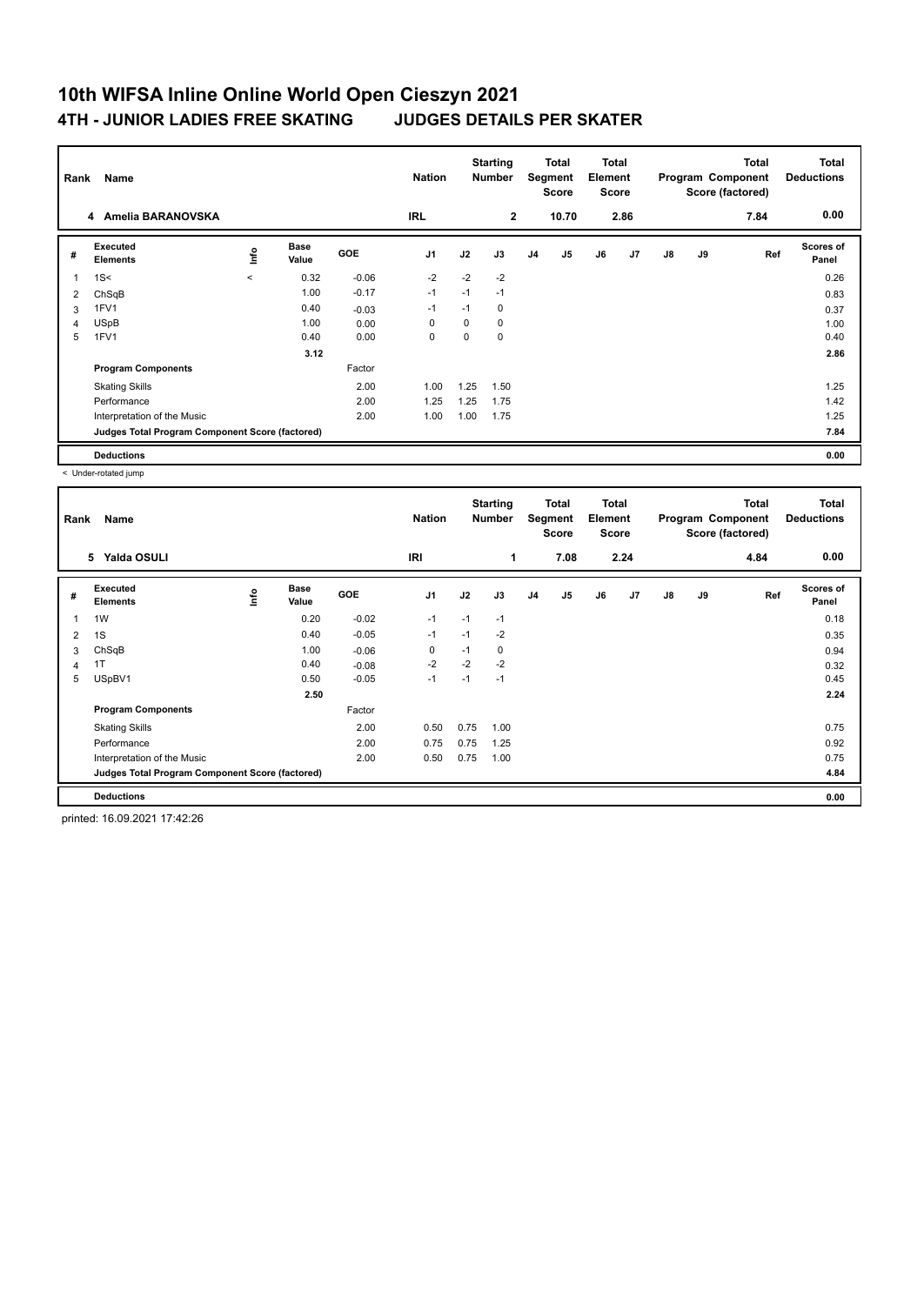# 10th WIFSA Inline Online World Open Cieszyn 2021

## 4TH - JUNIOR LADIES FREE SKATING JUDGES DETAILS PER SKATER

| Rank | Name | Nation | Starting Number | Total Segment Score | Total Element Score | Total Program Component Score (factored) | Total Deductions |
|---|---|---|---|---|---|---|---|
| 4 | Amelia BARANOVSKA | IRL | 2 | 10.70 | 2.86 | 7.84 | 0.00 |

| # | Executed Elements | Info | Base Value | GOE | J1 | J2 | J3 | J4 | J5 | J6 | J7 | J8 | J9 | Ref | Scores of Panel |
|---|---|---|---|---|---|---|---|---|---|---|---|---|---|---|---|
| 1 | 1S< | < | 0.32 | -0.06 | -2 | -2 | -2 | | | | | | | | 0.26 |
| 2 | ChSqB | | 1.00 | -0.17 | -1 | -1 | -1 | | | | | | | | 0.83 |
| 3 | 1FV1 | | 0.40 | -0.03 | -1 | -1 | 0 | | | | | | | | 0.37 |
| 4 | USpB | | 1.00 | 0.00 | 0 | 0 | 0 | | | | | | | | 1.00 |
| 5 | 1FV1 | | 0.40 | 0.00 | 0 | 0 | 0 | | | | | | | | 0.40 |
| | | | 3.12 | | | | | | | | | | | | 2.86 |
| | **Program Components** | | | Factor | | | | | | | | | | | |
| | Skating Skills | | | 2.00 | 1.00 | 1.25 | 1.50 | | | | | | | | 1.25 |
| | Performance | | | 2.00 | 1.25 | 1.25 | 1.75 | | | | | | | | 1.42 |
| | Interpretation of the Music | | | 2.00 | 1.00 | 1.00 | 1.75 | | | | | | | | 1.25 |
| | **Judges Total Program Component Score (factored)** | | | | | | | | | | | | | | 7.84 |
| | **Deductions** | | | | | | | | | | | | | | 0.00 |

< Under-rotated jump

| Rank | Name | Nation | Starting Number | Total Segment Score | Total Element Score | Total Program Component Score (factored) | Total Deductions |
|---|---|---|---|---|---|---|---|
| 5 | Yalda OSULI | IRI | 1 | 7.08 | 2.24 | 4.84 | 0.00 |

| # | Executed Elements | Info | Base Value | GOE | J1 | J2 | J3 | J4 | J5 | J6 | J7 | J8 | J9 | Ref | Scores of Panel |
|---|---|---|---|---|---|---|---|---|---|---|---|---|---|---|---|
| 1 | 1W | | 0.20 | -0.02 | -1 | -1 | -1 | | | | | | | | 0.18 |
| 2 | 1S | | 0.40 | -0.05 | -1 | -1 | -2 | | | | | | | | 0.35 |
| 3 | ChSqB | | 1.00 | -0.06 | 0 | -1 | 0 | | | | | | | | 0.94 |
| 4 | 1T | | 0.40 | -0.08 | -2 | -2 | -2 | | | | | | | | 0.32 |
| 5 | USpBV1 | | 0.50 | -0.05 | -1 | -1 | -1 | | | | | | | | 0.45 |
| | | | 2.50 | | | | | | | | | | | | 2.24 |
| | **Program Components** | | | Factor | | | | | | | | | | | |
| | Skating Skills | | | 2.00 | 0.50 | 0.75 | 1.00 | | | | | | | | 0.75 |
| | Performance | | | 2.00 | 0.75 | 0.75 | 1.25 | | | | | | | | 0.92 |
| | Interpretation of the Music | | | 2.00 | 0.50 | 0.75 | 1.00 | | | | | | | | 0.75 |
| | **Judges Total Program Component Score (factored)** | | | | | | | | | | | | | | 4.84 |
| | **Deductions** | | | | | | | | | | | | | | 0.00 |

printed: 16.09.2021 17:42:26